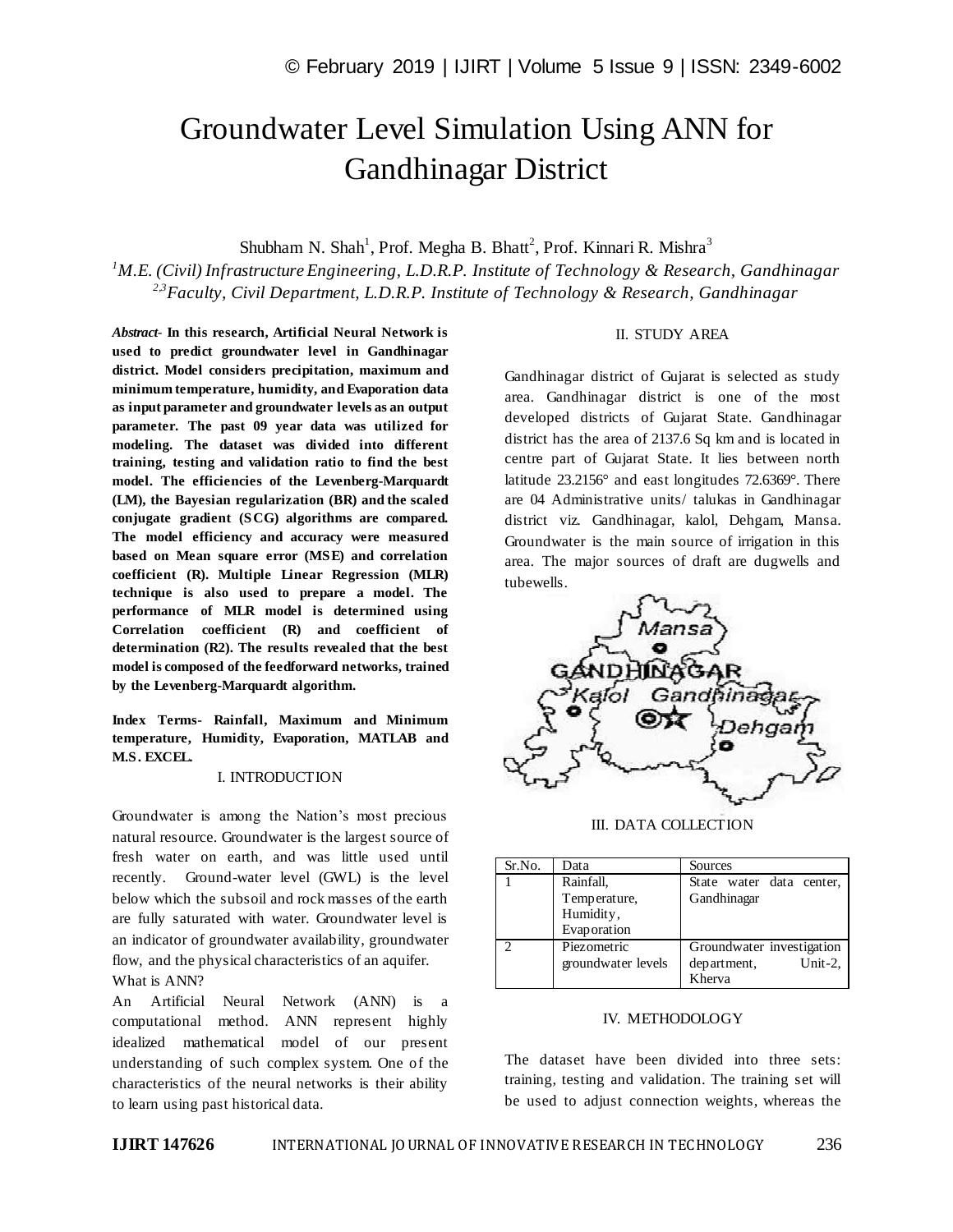# Groundwater Level Simulation Using ANN for Gandhinagar District

Shubham N. Shah[1], Prof. Megha B. Bhatt[2], Prof. Kinnari R. Mishra[3]

[1]*M.E. (Civil) Infrastructure Engineering, L.D.R.P. Institute of Technology & Research, Gandhinagar*
[2,3]*Faculty, Civil Department, L.D.R.P. Institute of Technology & Research, Gandhinagar*

***Abstract-*** **In this research, Artificial Neural Network is used to predict groundwater level in Gandhinagar district. Model considers precipitation, maximum and minimum temperature, humidity, and Evaporation data as input parameter and groundwater levels as an output parameter. The past 09 year data was utilized for modeling. The dataset was divided into different training, testing and validation ratio to find the best model. The efficiencies of the Levenberg-Marquardt (LM), the Bayesian regularization (BR) and the scaled conjugate gradient (SCG) algorithms are compared. The model efficiency and accuracy were measured based on Mean square error (MSE) and correlation coefficient (R). Multiple Linear Regression (MLR) technique is also used to prepare a model. The performance of MLR model is determined using Correlation coefficient (R) and coefficient of determination (R2). The results revealed that the best model is composed of the feedforward networks, trained by the Levenberg-Marquardt algorithm.**

**Index Terms- Rainfall, Maximum and Minimum temperature, Humidity, Evaporation, MATLAB and M.S. EXCEL.**

## I. INTRODUCTION

Groundwater is among the Nation's most precious natural resource. Groundwater is the largest source of fresh water on earth, and was little used until recently. Ground-water level (GWL) is the level below which the subsoil and rock masses of the earth are fully saturated with water. Groundwater level is an indicator of groundwater availability, groundwater flow, and the physical characteristics of an aquifer.

What is ANN?

An Artificial Neural Network (ANN) is a computational method. ANN represent highly idealized mathematical model of our present understanding of such complex system. One of the characteristics of the neural networks is their ability to learn using past historical data.

## II. STUDY AREA

Gandhinagar district of Gujarat is selected as study area. Gandhinagar district is one of the most developed districts of Gujarat State. Gandhinagar district has the area of 2137.6 Sq km and is located in centre part of Gujarat State. It lies between north latitude 23.2156° and east longitudes 72.6369°. There are 04 Administrative units/ talukas in Gandhinagar district viz. Gandhinagar, kalol, Dehgam, Mansa. Groundwater is the main source of irrigation in this area. The major sources of draft are dugwells and tubewells.

## III. DATA COLLECTION

| Sr.No. | Data | Sources |
|---|---|---|
| 1 | Rainfall, Temperature, Humidity, Evaporation | State water data center, Gandhinagar |
| 2 | Piezometric groundwater levels | Groundwater investigation department, Unit-2, Kherva |

## IV. METHODOLOGY

The dataset have been divided into three sets: training, testing and validation. The training set will be used to adjust connection weights, whereas the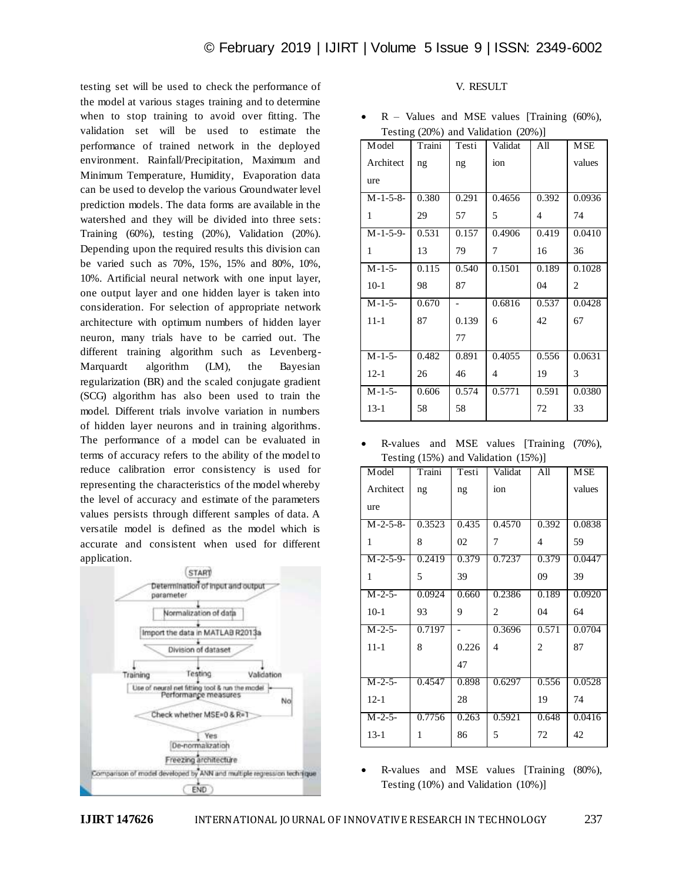testing set will be used to check the performance of the model at various stages training and to determine when to stop training to avoid over fitting. The validation set will be used to estimate the performance of trained network in the deployed environment. Rainfall/Precipitation, Maximum and Minimum Temperature, Humidity, Evaporation data can be used to develop the various Groundwater level prediction models. The data forms are available in the watershed and they will be divided into three sets: Training (60%), testing (20%), Validation (20%). Depending upon the required results this division can be varied such as 70%, 15%, 15% and 80%, 10%, 10%. Artificial neural network with one input layer, one output layer and one hidden layer is taken into consideration. For selection of appropriate network architecture with optimum numbers of hidden layer neuron, many trials have to be carried out. The different training algorithm such as Levenberg-Marquardt algorithm (LM), the Bayesian regularization (BR) and the scaled conjugate gradient (SCG) algorithm has also been used to train the model. Different trials involve variation in numbers of hidden layer neurons and in training algorithms. The performance of a model can be evaluated in terms of accuracy refers to the ability of the model to reduce calibration error consistency is used for representing the characteristics of the model whereby the level of accuracy and estimate of the parameters values persists through different samples of data. A versatile model is defined as the model which is accurate and consistent when used for different application.

## V. RESULT

- R – Values and MSE values [Training (60%), Testing (20%) and Validation (20%)]

| Model Architecture | Training | Testing | Validation | All | MSE values |
|---|---|---|---|---|---|
| M-1-5-8-1 | 0.38029 | 0.29157 | 0.46565 | 0.3924 | 0.093674 |
| M-1-5-9-1 | 0.53113 | 0.15779 | 0.49067 | 0.41916 | 0.041036 |
| M-1-5-10-1 | 0.11598 | 0.54087 | 0.1501 | 0.18904 | 0.10282 |
| M-1-5-11-1 | 0.67087 | -0.13977 | 0.68166 | 0.53742 | 0.042867 |
| M-1-5-12-1 | 0.48226 | 0.89146 | 0.40554 | 0.55619 | 0.06313 |
| M-1-5-13-1 | 0.60658 | 0.57458 | 0.5771 | 0.59172 | 0.038033 |

- R-values and MSE values [Training (70%), Testing (15%) and Validation (15%)]

| Model Architecture | Training | Testing | Validation | All | MSE values |
|---|---|---|---|---|---|
| M-2-5-8-1 | 0.35238 | 0.43502 | 0.45707 | 0.3924 | 0.083859 |
| M-2-5-9-1 | 0.24195 | 0.37939 | 0.7237 | 0.37909 | 0.044739 |
| M-2-5-10-1 | 0.092493 | 0.6609 | 0.23862 | 0.18904 | 0.092064 |
| M-2-5-11-1 | 0.71978 | -0.22647 | 0.36964 | 0.5712 | 0.070487 |
| M-2-5-12-1 | 0.4547 | 0.89828 | 0.6297 | 0.55619 | 0.052874 |
| M-2-5-13-1 | 0.77561 | 0.26386 | 0.59215 | 0.64872 | 0.041642 |

- R-values and MSE values [Training (80%), Testing (10%) and Validation (10%)]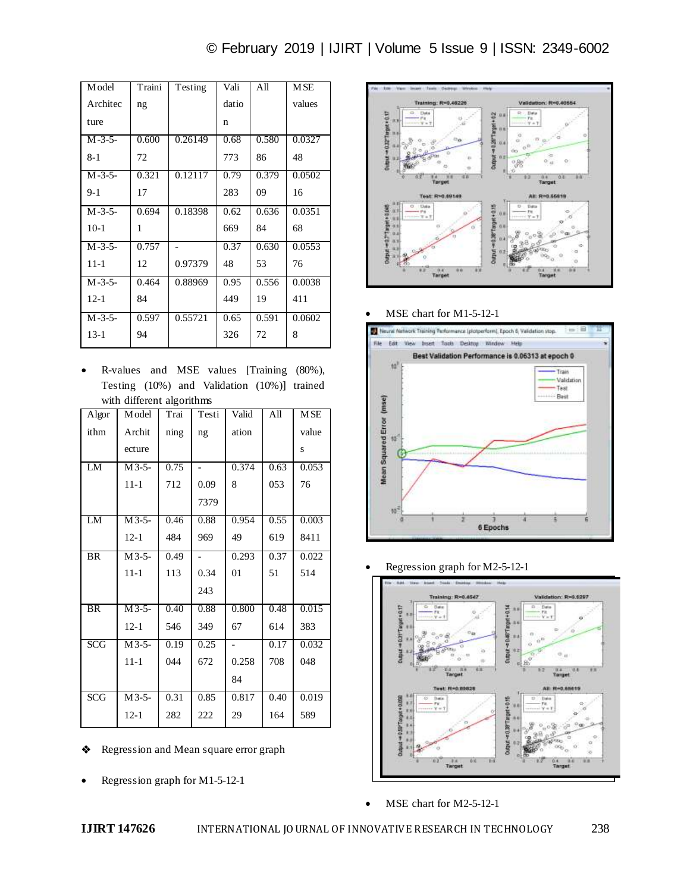| Model Architecture | Training | Testing | Validation | All | MSE values |
|---|---|---|---|---|---|
| M-3-5-8-1 | 0.60072 | 0.26149 | 0.68773 | 0.58086 | 0.032748 |
| M-3-5-9-1 | 0.32117 | 0.12117 | 0.79283 | 0.37909 | 0.050216 |
| M-3-5-10-1 | 0.6941 | 0.18398 | 0.62669 | 0.63684 | 0.035168 |
| M-3-5-11-1 | 0.75712 | -0.97379 | 0.3748 | 0.63053 | 0.055376 |
| M-3-5-12-1 | 0.46484 | 0.88969 | 0.95449 | 0.55619 | 0.0038411 |
| M-3-5-13-1 | 0.59794 | 0.55721 | 0.65326 | 0.59172 | 0.06028 |

- R-values and MSE values [Training (80%), Testing (10%) and Validation (10%)] trained with different algorithms

| Algorithm | Model Architecture | Training | Testing | Validation | All | MSE values |
|---|---|---|---|---|---|---|
| LM | M3-5-11-1 | 0.75712 | -0.097379 | 0.3748 | 0.63053 | 0.05376 |
| LM | M3-5-12-1 | 0.46484 | 0.88969 | 0.95449 | 0.55619 | 0.0038411 |
| BR | M3-5-11-1 | 0.49113 | -0.34243 | 0.29301 | 0.3751 | 0.022514 |
| BR | M3-5-12-1 | 0.40546 | 0.88349 | 0.80067 | 0.48614 | 0.015383 |
| SCG | M3-5-11-1 | 0.19044 | 0.25672 | -0.25884 | 0.17708 | 0.032048 |
| SCG | M3-5-12-1 | 0.31282 | 0.85222 | 0.81729 | 0.40164 | 0.019589 |

❖ Regression and Mean square error graph

- Regression graph for M1-5-12-1

- MSE chart for M1-5-12-1

- Regression graph for M2-5-12-1

- MSE chart for M2-5-12-1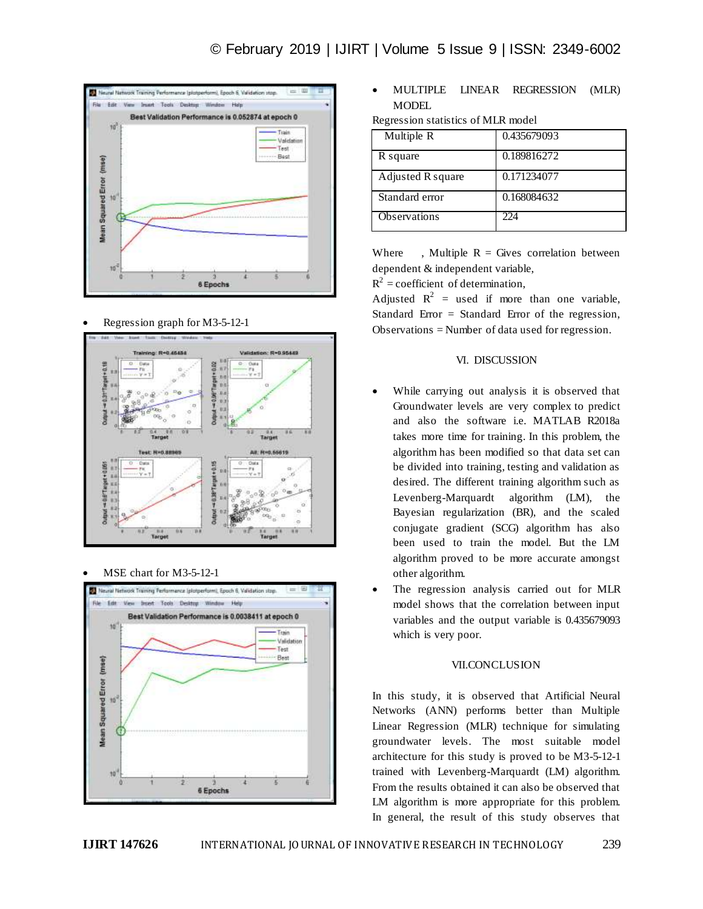- Regression graph for M3-5-12-1

- MSE chart for M3-5-12-1

- MULTIPLE LINEAR REGRESSION (MLR) MODEL

Regression statistics of MLR model

| Multiple R | 0.435679093 |
|---|---|
| R square | 0.189816272 |
| Adjusted R square | 0.171234077 |
| Standard error | 0.168084632 |
| Observations | 224 |

Where , Multiple R = Gives correlation between dependent & independent variable,
$R^2$ = coefficient of determination,
Adjusted $R^2$ = used if more than one variable,
Standard Error = Standard Error of the regression,
Observations = Number of data used for regression.

## VI. DISCUSSION

- While carrying out analysis it is observed that Groundwater levels are very complex to predict and also the software i.e. MATLAB R2018a takes more time for training. In this problem, the algorithm has been modified so that data set can be divided into training, testing and validation as desired. The different training algorithm such as Levenberg-Marquardt algorithm (LM), the Bayesian regularization (BR), and the scaled conjugate gradient (SCG) algorithm has also been used to train the model. But the LM algorithm proved to be more accurate amongst other algorithm.
- The regression analysis carried out for MLR model shows that the correlation between input variables and the output variable is 0.435679093 which is very poor.

## VII.CONCLUSION

In this study, it is observed that Artificial Neural Networks (ANN) performs better than Multiple Linear Regression (MLR) technique for simulating groundwater levels. The most suitable model architecture for this study is proved to be M3-5-12-1 trained with Levenberg-Marquardt (LM) algorithm. From the results obtained it can also be observed that LM algorithm is more appropriate for this problem. In general, the result of this study observes that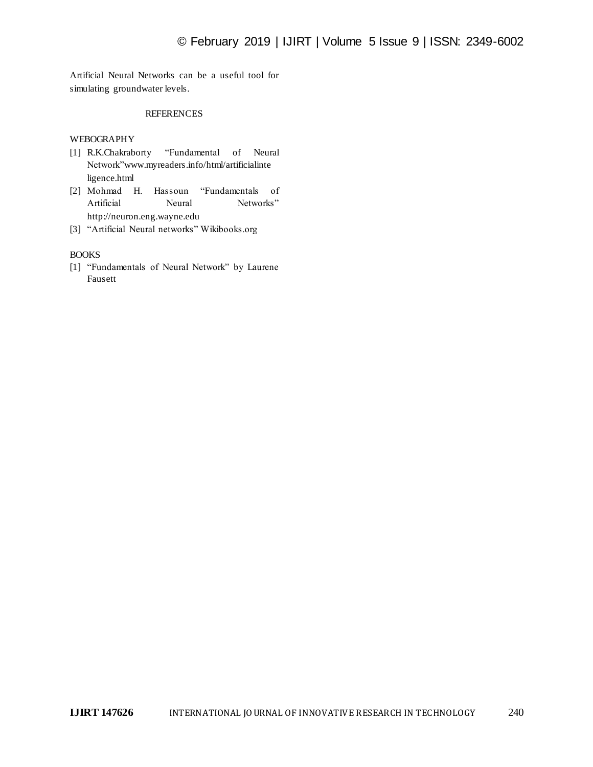Artificial Neural Networks can be a useful tool for simulating groundwater levels.

## REFERENCES

### WEBOGRAPHY

[1] R.K.Chakraborty "Fundamental of Neural Network"www.myreaders.info/html/artificialintelligence.html

[2] Mohmad H. Hassoun "Fundamentals of Artificial Neural Networks" http://neuron.eng.wayne.edu

[3] "Artificial Neural networks" Wikibooks.org

### BOOKS

[1] "Fundamentals of Neural Network" by Laurene Fausett